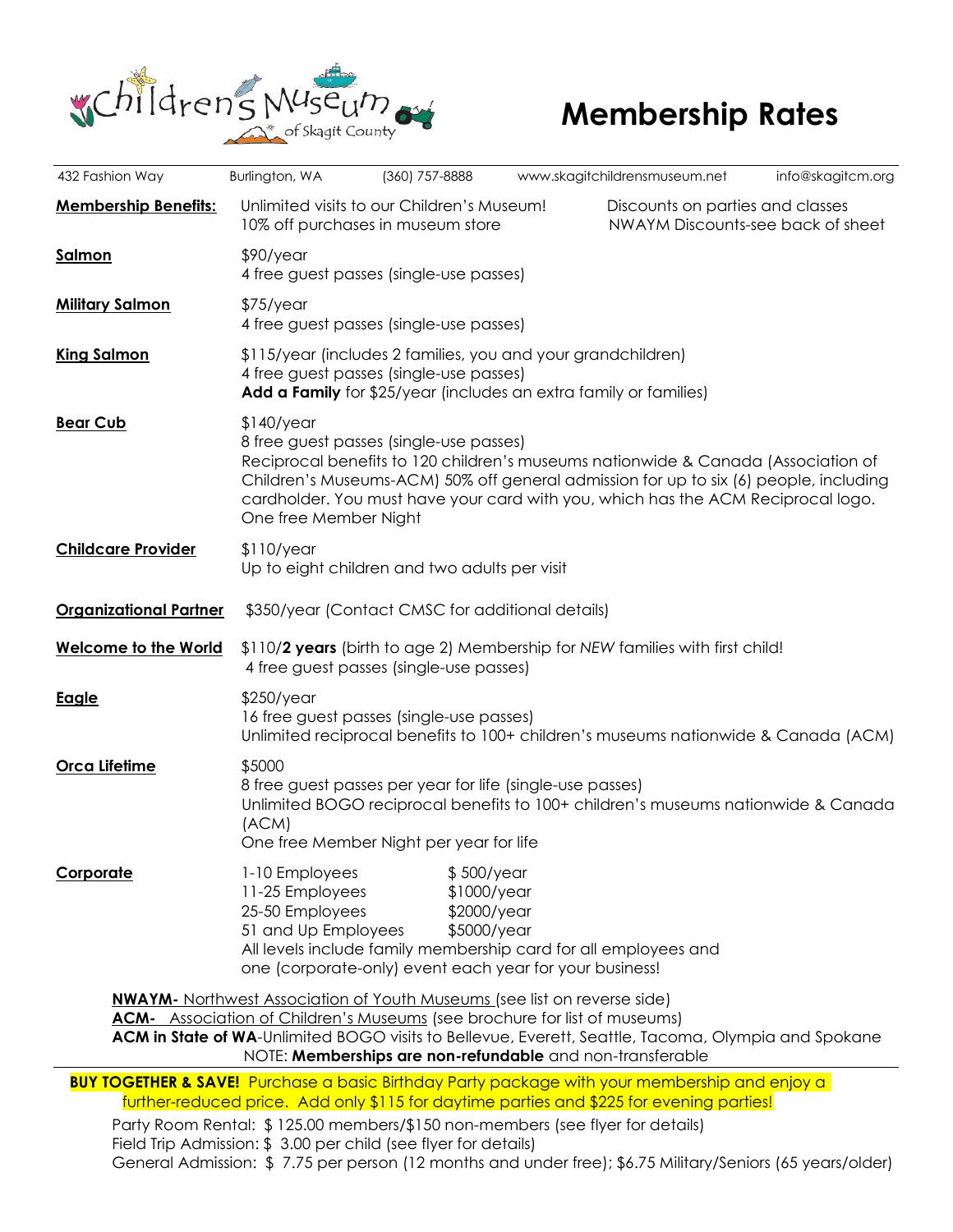Children's Museum of Skagit County

# Membership Rates

432 Fashion Way | Burlington, WA | (360) 757-8888 | www.skagitchildrensmuseum.net | info@skagitcm.org

**Membership Benefits:**
Unlimited visits to our Children's Museum!
10% off purchases in museum store
Discounts on parties and classes
NWAYM Discounts-see back of sheet

**Salmon**
$90/year
4 free guest passes (single-use passes)

**Military Salmon**
$75/year
4 free guest passes (single-use passes)

**King Salmon**
$115/year (includes 2 families, you and your grandchildren)
4 free guest passes (single-use passes)
**Add a Family** for $25/year (includes an extra family or families)

**Bear Cub**
$140/year
8 free guest passes (single-use passes)
Reciprocal benefits to 120 children's museums nationwide & Canada (Association of Children's Museums-ACM) 50% off general admission for up to six (6) people, including cardholder. You must have your card with you, which has the ACM Reciprocal logo.
One free Member Night

**Childcare Provider**
$110/year
Up to eight children and two adults per visit

**Organizational Partner**
$350/year (Contact CMSC for additional details)

**Welcome to the World**
$110/**2 years** (birth to age 2) Membership for *NEW* families with first child!
4 free guest passes (single-use passes)

**Eagle**
$250/year
16 free guest passes (single-use passes)
Unlimited reciprocal benefits to 100+ children's museums nationwide & Canada (ACM)

**Orca Lifetime**
$5000
8 free guest passes per year for life (single-use passes)
Unlimited BOGO reciprocal benefits to 100+ children's museums nationwide & Canada (ACM)
One free Member Night per year for life

**Corporate**

| | |
|---|---|
| 1-10 Employees | $ 500/year |
| 11-25 Employees | $1000/year |
| 25-50 Employees | $2000/year |
| 51 and Up Employees | $5000/year |

All levels include family membership card for all employees and one (corporate-only) event each year for your business!

**NWAYM-** Northwest Association of Youth Museums (see list on reverse side)
**ACM-** Association of Children's Museums (see brochure for list of museums)
**ACM in State of WA**-Unlimited BOGO visits to Bellevue, Everett, Seattle, Tacoma, Olympia and Spokane
NOTE: **Memberships are non-refundable** and non-transferable

**BUY TOGETHER & SAVE!** Purchase a basic Birthday Party package with your membership and enjoy a further-reduced price. Add only $115 for daytime parties and $225 for evening parties!

Party Room Rental: $ 125.00 members/$150 non-members (see flyer for details)
Field Trip Admission: $ 3.00 per child (see flyer for details)
General Admission: $ 7.75 per person (12 months and under free); $6.75 Military/Seniors (65 years/older)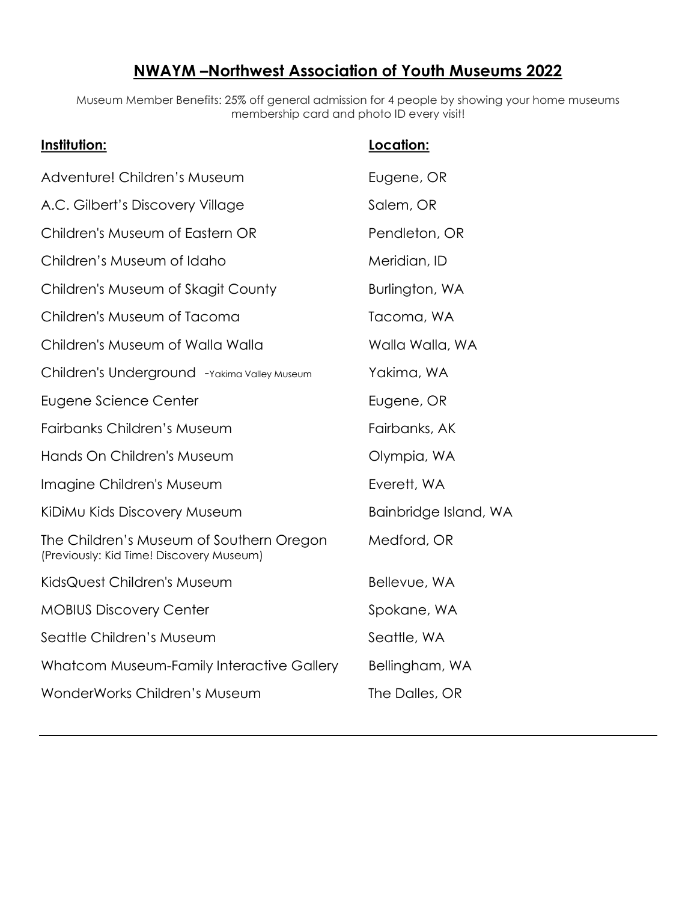# NWAYM –Northwest Association of Youth Museums 2022

Museum Member Benefits: 25% off general admission for 4 people by showing your home museums membership card and photo ID every visit!

| Institution: | Location: |
|---|---|
| Adventure! Children's Museum | Eugene, OR |
| A.C. Gilbert's Discovery Village | Salem, OR |
| Children's Museum of Eastern OR | Pendleton, OR |
| Children's Museum of Idaho | Meridian, ID |
| Children's Museum of Skagit County | Burlington, WA |
| Children's Museum of Tacoma | Tacoma, WA |
| Children's Museum of Walla Walla | Walla Walla, WA |
| Children's Underground -Yakima Valley Museum | Yakima, WA |
| Eugene Science Center | Eugene, OR |
| Fairbanks Children's Museum | Fairbanks, AK |
| Hands On Children's Museum | Olympia, WA |
| Imagine Children's Museum | Everett, WA |
| KiDiMu Kids Discovery Museum | Bainbridge Island, WA |
| The Children's Museum of Southern Oregon (Previously: Kid Time! Discovery Museum) | Medford, OR |
| KidsQuest Children's Museum | Bellevue, WA |
| MOBIUS Discovery Center | Spokane, WA |
| Seattle Children's Museum | Seattle, WA |
| Whatcom Museum-Family Interactive Gallery | Bellingham, WA |
| WonderWorks Children's Museum | The Dalles, OR |